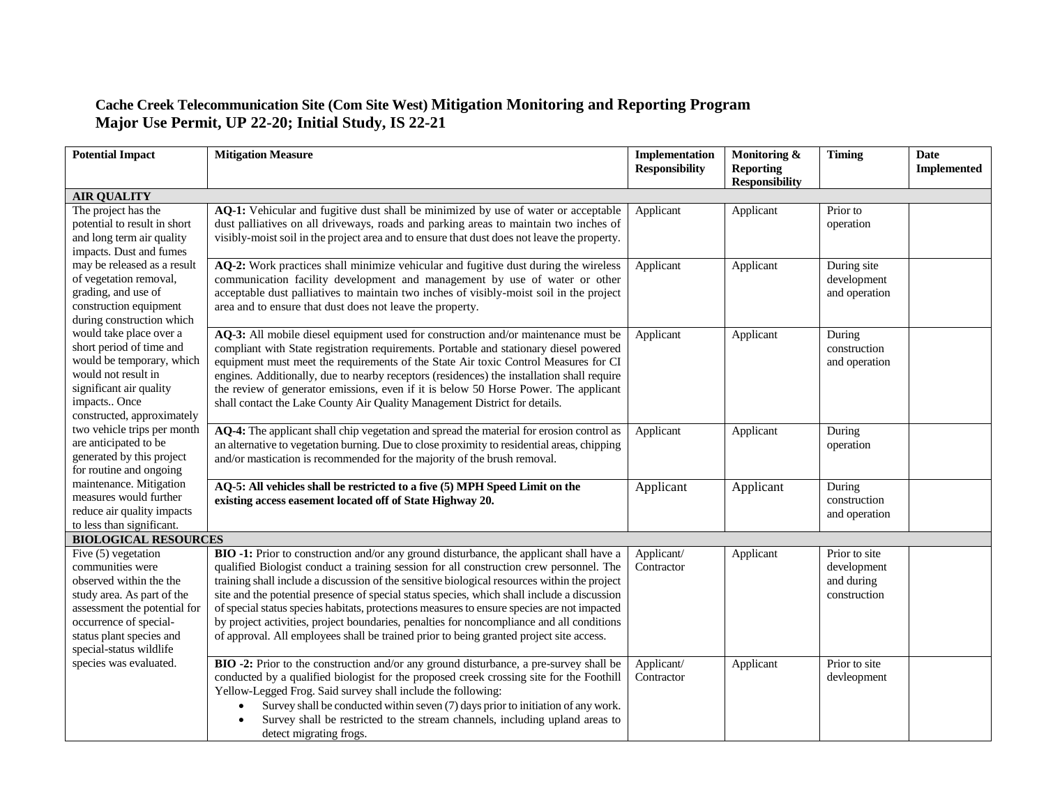# Cache Creek Telecommunication Site (Com Site West) Mitigation Monitoring and Reporting Program
## Major Use Permit, UP 22-20; Initial Study, IS 22-21

| Potential Impact | Mitigation Measure | Implementation Responsibility | Monitoring & Reporting Responsibility | Timing | Date Implemented |
|---|---|---|---|---|---|
| **AIR QUALITY** | | | | | |
| The project has the potential to result in short and long term air quality impacts. Dust and fumes may be released as a result of vegetation removal, grading, and use of construction equipment during construction which would take place over a short period of time and would be temporary, which would not result in significant air quality impacts.. Once constructed, approximately two vehicle trips per month are anticipated to be generated by this project for routine and ongoing maintenance. Mitigation measures would further reduce air quality impacts to less than significant. | **AQ-1:** Vehicular and fugitive dust shall be minimized by use of water or acceptable dust palliatives on all driveways, roads and parking areas to maintain two inches of visibly-moist soil in the project area and to ensure that dust does not leave the property. | Applicant | Applicant | Prior to operation | |
| | **AQ-2:** Work practices shall minimize vehicular and fugitive dust during the wireless communication facility development and management by use of water or other acceptable dust palliatives to maintain two inches of visibly-moist soil in the project area and to ensure that dust does not leave the property. | Applicant | Applicant | During site development and operation | |
| | **AQ-3:** All mobile diesel equipment used for construction and/or maintenance must be compliant with State registration requirements. Portable and stationary diesel powered equipment must meet the requirements of the State Air toxic Control Measures for CI engines. Additionally, due to nearby receptors (residences) the installation shall require the review of generator emissions, even if it is below 50 Horse Power. The applicant shall contact the Lake County Air Quality Management District for details. | Applicant | Applicant | During construction and operation | |
| | **AQ-4:** The applicant shall chip vegetation and spread the material for erosion control as an alternative to vegetation burning. Due to close proximity to residential areas, chipping and/or mastication is recommended for the majority of the brush removal. | Applicant | Applicant | During operation | |
| | **AQ-5: All vehicles shall be restricted to a five (5) MPH Speed Limit on the existing access easement located off of State Highway 20.** | Applicant | Applicant | During construction and operation | |
| **BIOLOGICAL RESOURCES** | | | | | |
| Five (5) vegetation communities were observed within the the study area. As part of the assessment the potential for occurrence of special-status plant species and special-status wildlife species was evaluated. | **BIO -1:** Prior to construction and/or any ground disturbance, the applicant shall have a qualified Biologist conduct a training session for all construction crew personnel. The training shall include a discussion of the sensitive biological resources within the project site and the potential presence of special status species, which shall include a discussion of special status species habitats, protections measures to ensure species are not impacted by project activities, project boundaries, penalties for noncompliance and all conditions of approval. All employees shall be trained prior to being granted project site access. | Applicant/ Contractor | Applicant | Prior to site development and during construction | |
| | **BIO -2:** Prior to the construction and/or any ground disturbance, a pre-survey shall be conducted by a qualified biologist for the proposed creek crossing site for the Foothill Yellow-Legged Frog. Said survey shall include the following: <br>• Survey shall be conducted within seven (7) days prior to initiation of any work. <br>• Survey shall be restricted to the stream channels, including upland areas to detect migrating frogs. | Applicant/ Contractor | Applicant | Prior to site devleopment | |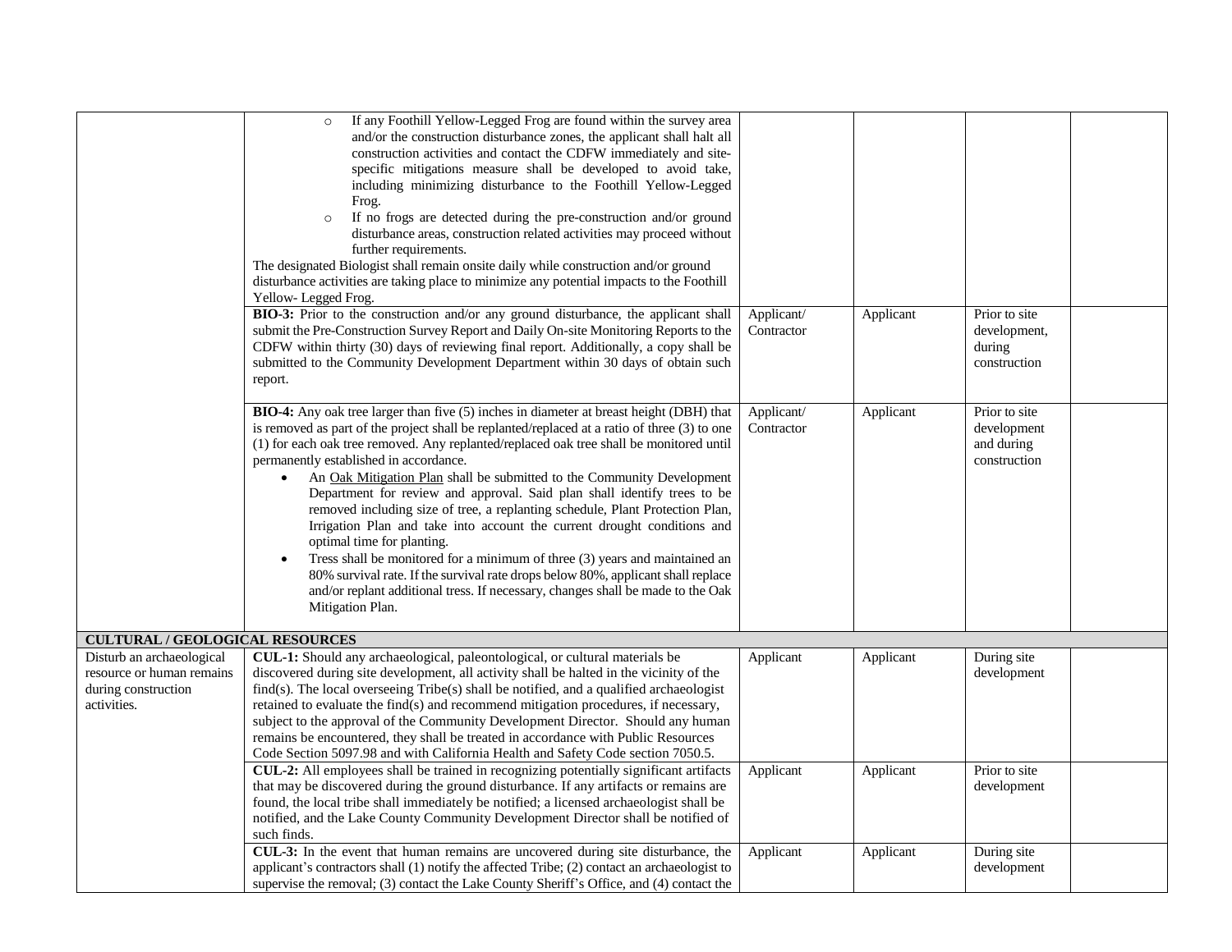| | | | | | |
|---|---|---|---|---|---|
| | ○ If any Foothill Yellow-Legged Frog are found within the survey area and/or the construction disturbance zones, the applicant shall halt all construction activities and contact the CDFW immediately and site-specific mitigations measure shall be developed to avoid take, including minimizing disturbance to the Foothill Yellow-Legged Frog.<br>○ If no frogs are detected during the pre-construction and/or ground disturbance areas, construction related activities may proceed without further requirements.<br>The designated Biologist shall remain onsite daily while construction and/or ground disturbance activities are taking place to minimize any potential impacts to the Foothill Yellow- Legged Frog. | | | | |
| | **BIO-3:** Prior to the construction and/or any ground disturbance, the applicant shall submit the Pre-Construction Survey Report and Daily On-site Monitoring Reports to the CDFW within thirty (30) days of reviewing final report. Additionally, a copy shall be submitted to the Community Development Department within 30 days of obtain such report. | Applicant/ Contractor | Applicant | Prior to site development, during construction | |
| | **BIO-4:** Any oak tree larger than five (5) inches in diameter at breast height (DBH) that is removed as part of the project shall be replanted/replaced at a ratio of three (3) to one (1) for each oak tree removed. Any replanted/replaced oak tree shall be monitored until permanently established in accordance.<br>• An Oak Mitigation Plan shall be submitted to the Community Development Department for review and approval. Said plan shall identify trees to be removed including size of tree, a replanting schedule, Plant Protection Plan, Irrigation Plan and take into account the current drought conditions and optimal time for planting.<br>• Tress shall be monitored for a minimum of three (3) years and maintained an 80% survival rate. If the survival rate drops below 80%, applicant shall replace and/or replant additional tress. If necessary, changes shall be made to the Oak Mitigation Plan. | Applicant/ Contractor | Applicant | Prior to site development and during construction | |
| **CULTURAL / GEOLOGICAL RESOURCES** | | | | | |
| Disturb an archaeological resource or human remains during construction activities. | **CUL-1:** Should any archaeological, paleontological, or cultural materials be discovered during site development, all activity shall be halted in the vicinity of the find(s). The local overseeing Tribe(s) shall be notified, and a qualified archaeologist retained to evaluate the find(s) and recommend mitigation procedures, if necessary, subject to the approval of the Community Development Director. Should any human remains be encountered, they shall be treated in accordance with Public Resources Code Section 5097.98 and with California Health and Safety Code section 7050.5. | Applicant | Applicant | During site development | |
| | **CUL-2:** All employees shall be trained in recognizing potentially significant artifacts that may be discovered during the ground disturbance. If any artifacts or remains are found, the local tribe shall immediately be notified; a licensed archaeologist shall be notified, and the Lake County Community Development Director shall be notified of such finds. | Applicant | Applicant | Prior to site development | |
| | **CUL-3:** In the event that human remains are uncovered during site disturbance, the applicant's contractors shall (1) notify the affected Tribe; (2) contact an archaeologist to supervise the removal; (3) contact the Lake County Sheriff's Office, and (4) contact the | Applicant | Applicant | During site development | |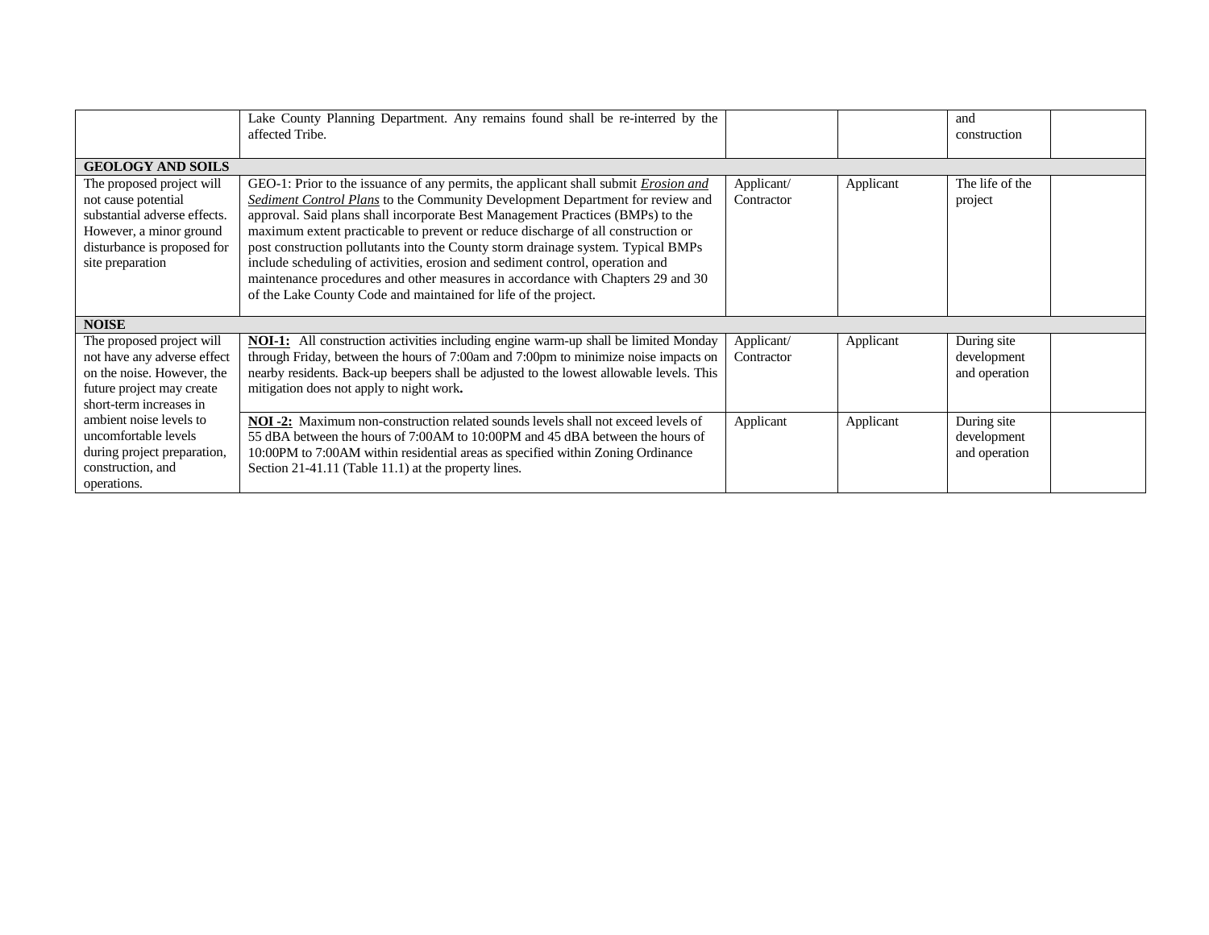| | | | | | |
|---|---|---|---|---|---|
| | Lake County Planning Department. Any remains found shall be re-interred by the affected Tribe. | | | and construction | |
| **GEOLOGY AND SOILS** | | | | | |
| The proposed project will not cause potential substantial adverse effects. However, a minor ground disturbance is proposed for site preparation | GEO-1: Prior to the issuance of any permits, the applicant shall submit ***Erosion and Sediment Control Plans*** to the Community Development Department for review and approval. Said plans shall incorporate Best Management Practices (BMPs) to the maximum extent practicable to prevent or reduce discharge of all construction or post construction pollutants into the County storm drainage system. Typical BMPs include scheduling of activities, erosion and sediment control, operation and maintenance procedures and other measures in accordance with Chapters 29 and 30 of the Lake County Code and maintained for life of the project. | Applicant/ Contractor | Applicant | The life of the project | |
| **NOISE** | | | | | |
| The proposed project will not have any adverse effect on the noise. However, the future project may create short-term increases in ambient noise levels to uncomfortable levels during project preparation, construction, and operations. | **NOI-1:** All construction activities including engine warm-up shall be limited Monday through Friday, between the hours of 7:00am and 7:00pm to minimize noise impacts on nearby residents. Back-up beepers shall be adjusted to the lowest allowable levels. This mitigation does not apply to night work. | Applicant/ Contractor | Applicant | During site development and operation | |
| | **NOI -2:** Maximum non-construction related sounds levels shall not exceed levels of 55 dBA between the hours of 7:00AM to 10:00PM and 45 dBA between the hours of 10:00PM to 7:00AM within residential areas as specified within Zoning Ordinance Section 21-41.11 (Table 11.1) at the property lines. | Applicant | Applicant | During site development and operation | |